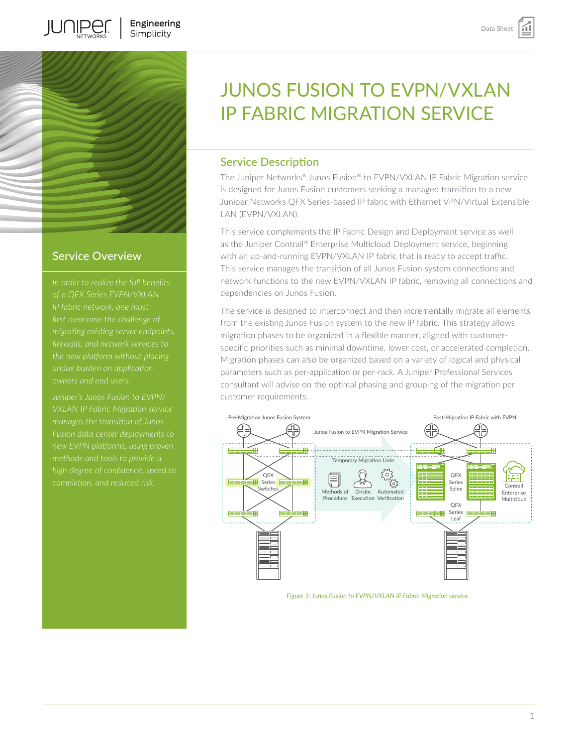# JUNOS FUSION TO EVPN/VXLAN IP FABRIC MIGRATION SERVICE

## Service Overview

*In order to realize the full benefits of a QFX Series EVPN/VXLAN IP fabric network, one must first overcome the challenge of migrating existing server endpoints, firewalls, and network services to the new platform without placing undue burden on application owners and end users.*

*Juniper's Junos Fusion to EVPN/VXLAN IP Fabric Migration service manages the transition of Junos Fusion data center deployments to new EVPN platforms, using proven methods and tools to provide a high degree of confidence, speed to completion, and reduced risk.*

## Service Description

The Juniper Networks® Junos Fusion® to EVPN/VXLAN IP Fabric Migration service is designed for Junos Fusion customers seeking a managed transition to a new Juniper Networks QFX Series-based IP fabric with Ethernet VPN/Virtual Extensible LAN (EVPN/VXLAN).

This service complements the IP Fabric Design and Deployment service as well as the Juniper Contrail® Enterprise Multicloud Deployment service, beginning with an up-and-running EVPN/VXLAN IP fabric that is ready to accept traffic. This service manages the transition of all Junos Fusion system connections and network functions to the new EVPN/VXLAN IP fabric, removing all connections and dependencies on Junos Fusion.

The service is designed to interconnect and then incrementally migrate all elements from the existing Junos Fusion system to the new IP fabric. This strategy allows migration phases to be organized in a flexible manner, aligned with customer-specific priorities such as minimal downtime, lower cost, or accelerated completion. Migration phases can also be organized based on a variety of logical and physical parameters such as per-application or per-rack. A Juniper Professional Services consultant will advise on the optimal phasing and grouping of the migration per customer requirements.

*Figure 1: Junos Fusion to EVPN/VXLAN IP Fabric Migration service*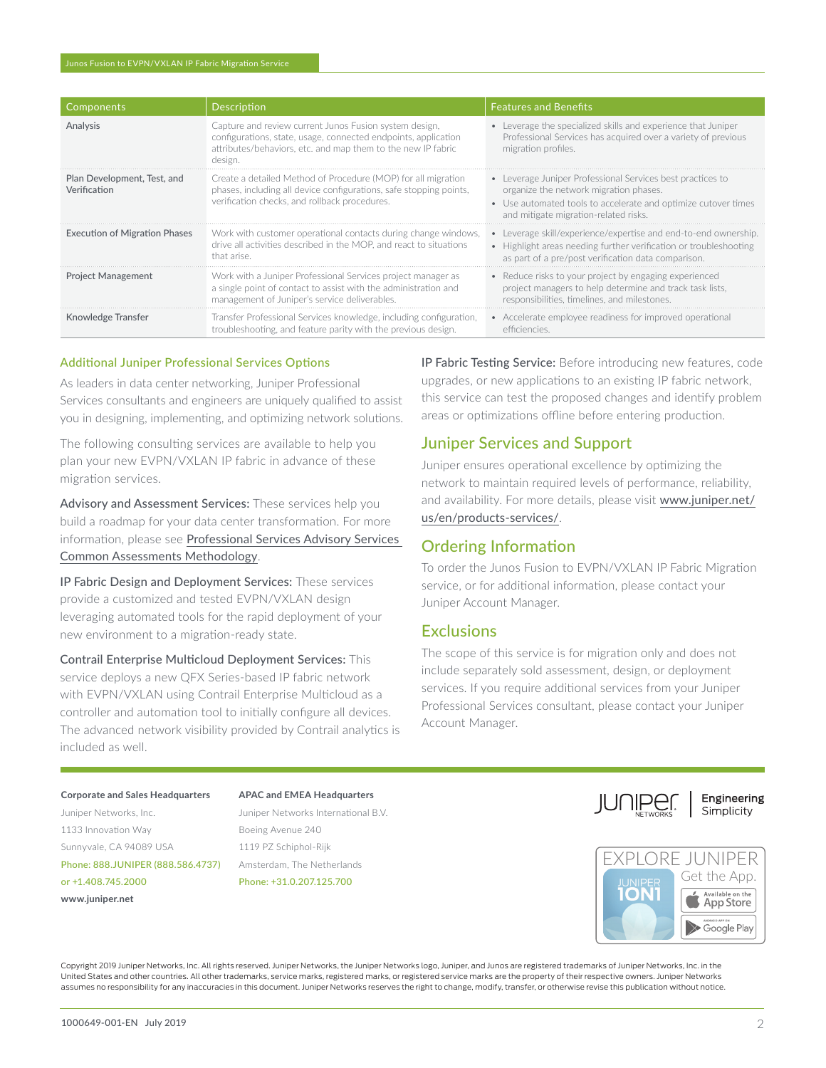| Components | Description | Features and Benefits |
| --- | --- | --- |
| Analysis | Capture and review current Junos Fusion system design, configurations, state, usage, connected endpoints, application attributes/behaviors, etc. and map them to the new IP fabric design. | • Leverage the specialized skills and experience that Juniper Professional Services has acquired over a variety of previous migration profiles. |
| Plan Development, Test, and Verification | Create a detailed Method of Procedure (MOP) for all migration phases, including all device configurations, safe stopping points, verification checks, and rollback procedures. | • Leverage Juniper Professional Services best practices to organize the network migration phases.<br>• Use automated tools to accelerate and optimize cutover times and mitigate migration-related risks. |
| Execution of Migration Phases | Work with customer operational contacts during change windows, drive all activities described in the MOP, and react to situations that arise. | • Leverage skill/experience/expertise and end-to-end ownership.<br>• Highlight areas needing further verification or troubleshooting as part of a pre/post verification data comparison. |
| Project Management | Work with a Juniper Professional Services project manager as a single point of contact to assist with the administration and management of Juniper's service deliverables. | • Reduce risks to your project by engaging experienced project managers to help determine and track task lists, responsibilities, timelines, and milestones. |
| Knowledge Transfer | Transfer Professional Services knowledge, including configuration, troubleshooting, and feature parity with the previous design. | • Accelerate employee readiness for improved operational efficiencies. |

### Additional Juniper Professional Services Options

As leaders in data center networking, Juniper Professional Services consultants and engineers are uniquely qualified to assist you in designing, implementing, and optimizing network solutions.

The following consulting services are available to help you plan your new EVPN/VXLAN IP fabric in advance of these migration services.

**Advisory and Assessment Services:** These services help you build a roadmap for your data center transformation. For more information, please see Professional Services Advisory Services Common Assessments Methodology.

**IP Fabric Design and Deployment Services:** These services provide a customized and tested EVPN/VXLAN design leveraging automated tools for the rapid deployment of your new environment to a migration-ready state.

**Contrail Enterprise Multicloud Deployment Services:** This service deploys a new QFX Series-based IP fabric network with EVPN/VXLAN using Contrail Enterprise Multicloud as a controller and automation tool to initially configure all devices. The advanced network visibility provided by Contrail analytics is included as well.

**IP Fabric Testing Service:** Before introducing new features, code upgrades, or new applications to an existing IP fabric network, this service can test the proposed changes and identify problem areas or optimizations offline before entering production.

## Juniper Services and Support

Juniper ensures operational excellence by optimizing the network to maintain required levels of performance, reliability, and availability. For more details, please visit www.juniper.net/us/en/products-services/.

## Ordering Information

To order the Junos Fusion to EVPN/VXLAN IP Fabric Migration service, or for additional information, please contact your Juniper Account Manager.

## Exclusions

The scope of this service is for migration only and does not include separately sold assessment, design, or deployment services. If you require additional services from your Juniper Professional Services consultant, please contact your Juniper Account Manager.

**Corporate and Sales Headquarters**
Juniper Networks, Inc.
1133 Innovation Way
Sunnyvale, CA 94089 USA
Phone: 888.JUNIPER (888.586.4737)
or +1.408.745.2000
**www.juniper.net**

**APAC and EMEA Headquarters**
Juniper Networks International B.V.
Boeing Avenue 240
1119 PZ Schiphol-Rijk
Amsterdam, The Netherlands
Phone: +31.0.207.125.700

Engineering Simplicity

EXPLORE JUNIPER
Get the App.

Copyright 2019 Juniper Networks, Inc. All rights reserved. Juniper Networks, the Juniper Networks logo, Juniper, and Junos are registered trademarks of Juniper Networks, Inc. in the United States and other countries. All other trademarks, service marks, registered marks, or registered service marks are the property of their respective owners. Juniper Networks assumes no responsibility for any inaccuracies in this document. Juniper Networks reserves the right to change, modify, transfer, or otherwise revise this publication without notice.

1000649-001-EN July 2019